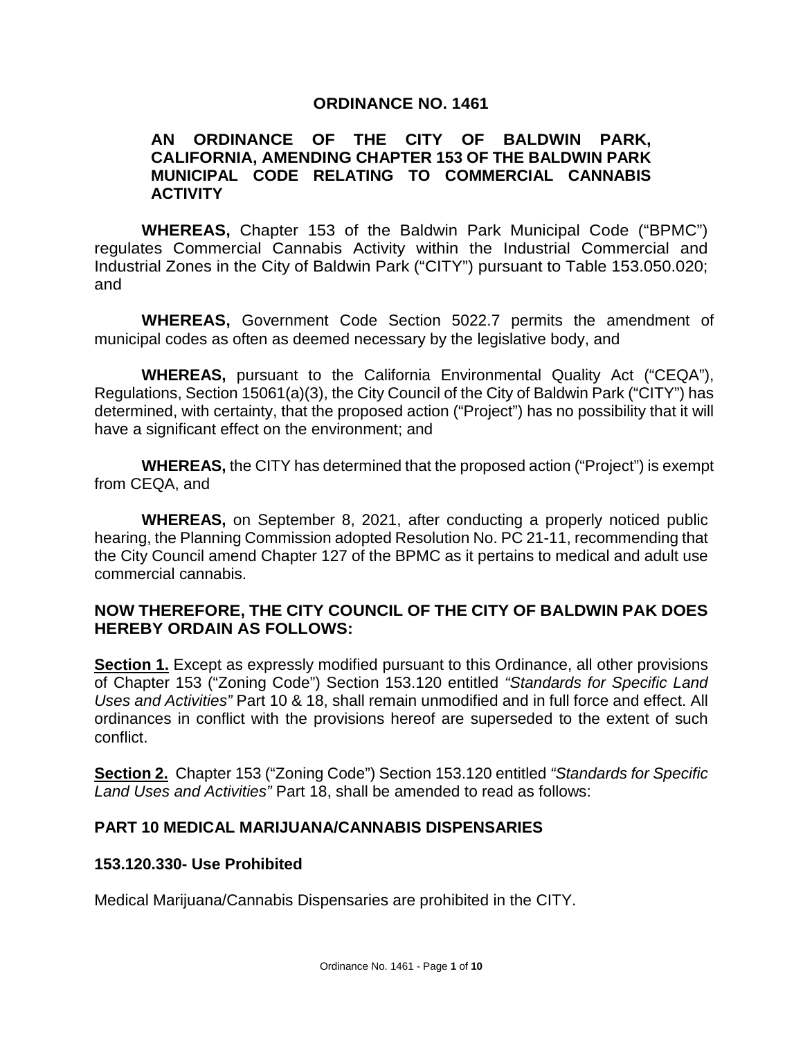# ORDINANCE NO. 1461

## AN ORDINANCE OF THE CITY OF BALDWIN PARK, CALIFORNIA, AMENDING CHAPTER 153 OF THE BALDWIN PARK MUNICIPAL CODE RELATING TO COMMERCIAL CANNABIS ACTIVITY

**WHEREAS,** Chapter 153 of the Baldwin Park Municipal Code ("BPMC") regulates Commercial Cannabis Activity within the Industrial Commercial and Industrial Zones in the City of Baldwin Park ("CITY") pursuant to Table 153.050.020; and

**WHEREAS,** Government Code Section 5022.7 permits the amendment of municipal codes as often as deemed necessary by the legislative body, and

**WHEREAS,** pursuant to the California Environmental Quality Act ("CEQA"), Regulations, Section 15061(a)(3), the City Council of the City of Baldwin Park ("CITY") has determined, with certainty, that the proposed action ("Project") has no possibility that it will have a significant effect on the environment; and

**WHEREAS,** the CITY has determined that the proposed action ("Project") is exempt from CEQA, and

**WHEREAS,** on September 8, 2021, after conducting a properly noticed public hearing, the Planning Commission adopted Resolution No. PC 21-11, recommending that the City Council amend Chapter 127 of the BPMC as it pertains to medical and adult use commercial cannabis.

**NOW THEREFORE, THE CITY COUNCIL OF THE CITY OF BALDWIN PAK DOES HEREBY ORDAIN AS FOLLOWS:**

**Section 1.** Except as expressly modified pursuant to this Ordinance, all other provisions of Chapter 153 ("Zoning Code") Section 153.120 entitled *"Standards for Specific Land Uses and Activities"* Part 10 & 18, shall remain unmodified and in full force and effect. All ordinances in conflict with the provisions hereof are superseded to the extent of such conflict.

**Section 2.** Chapter 153 ("Zoning Code") Section 153.120 entitled *"Standards for Specific Land Uses and Activities"* Part 18, shall be amended to read as follows:

### PART 10 MEDICAL MARIJUANA/CANNABIS DISPENSARIES

### 153.120.330- Use Prohibited

Medical Marijuana/Cannabis Dispensaries are prohibited in the CITY.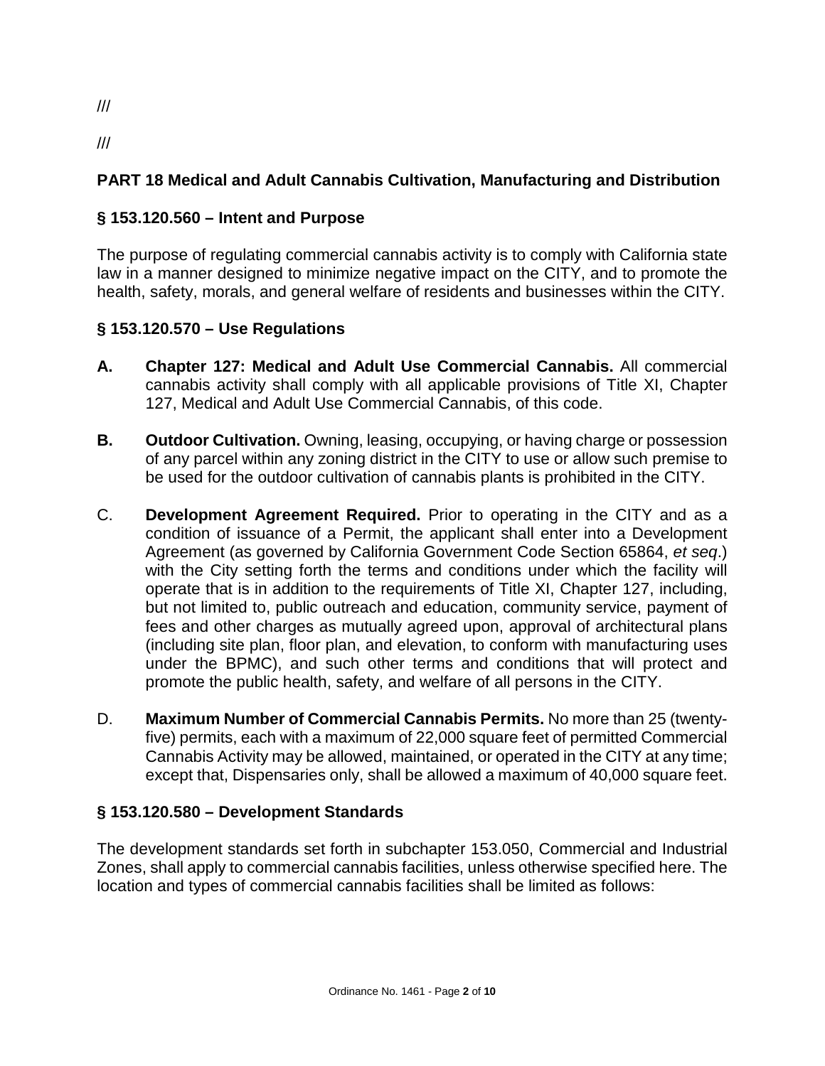///

///

## PART 18 Medical and Adult Cannabis Cultivation, Manufacturing and Distribution

### § 153.120.560 – Intent and Purpose

The purpose of regulating commercial cannabis activity is to comply with California state law in a manner designed to minimize negative impact on the CITY, and to promote the health, safety, morals, and general welfare of residents and businesses within the CITY.

### § 153.120.570 – Use Regulations

**A.** **Chapter 127: Medical and Adult Use Commercial Cannabis.** All commercial cannabis activity shall comply with all applicable provisions of Title XI, Chapter 127, Medical and Adult Use Commercial Cannabis, of this code.

**B.** **Outdoor Cultivation.** Owning, leasing, occupying, or having charge or possession of any parcel within any zoning district in the CITY to use or allow such premise to be used for the outdoor cultivation of cannabis plants is prohibited in the CITY.

C. **Development Agreement Required.** Prior to operating in the CITY and as a condition of issuance of a Permit, the applicant shall enter into a Development Agreement (as governed by California Government Code Section 65864, *et seq*.) with the City setting forth the terms and conditions under which the facility will operate that is in addition to the requirements of Title XI, Chapter 127, including, but not limited to, public outreach and education, community service, payment of fees and other charges as mutually agreed upon, approval of architectural plans (including site plan, floor plan, and elevation, to conform with manufacturing uses under the BPMC), and such other terms and conditions that will protect and promote the public health, safety, and welfare of all persons in the CITY.

D. **Maximum Number of Commercial Cannabis Permits.** No more than 25 (twenty-five) permits, each with a maximum of 22,000 square feet of permitted Commercial Cannabis Activity may be allowed, maintained, or operated in the CITY at any time; except that, Dispensaries only, shall be allowed a maximum of 40,000 square feet.

### § 153.120.580 – Development Standards

The development standards set forth in subchapter 153.050, Commercial and Industrial Zones, shall apply to commercial cannabis facilities, unless otherwise specified here. The location and types of commercial cannabis facilities shall be limited as follows: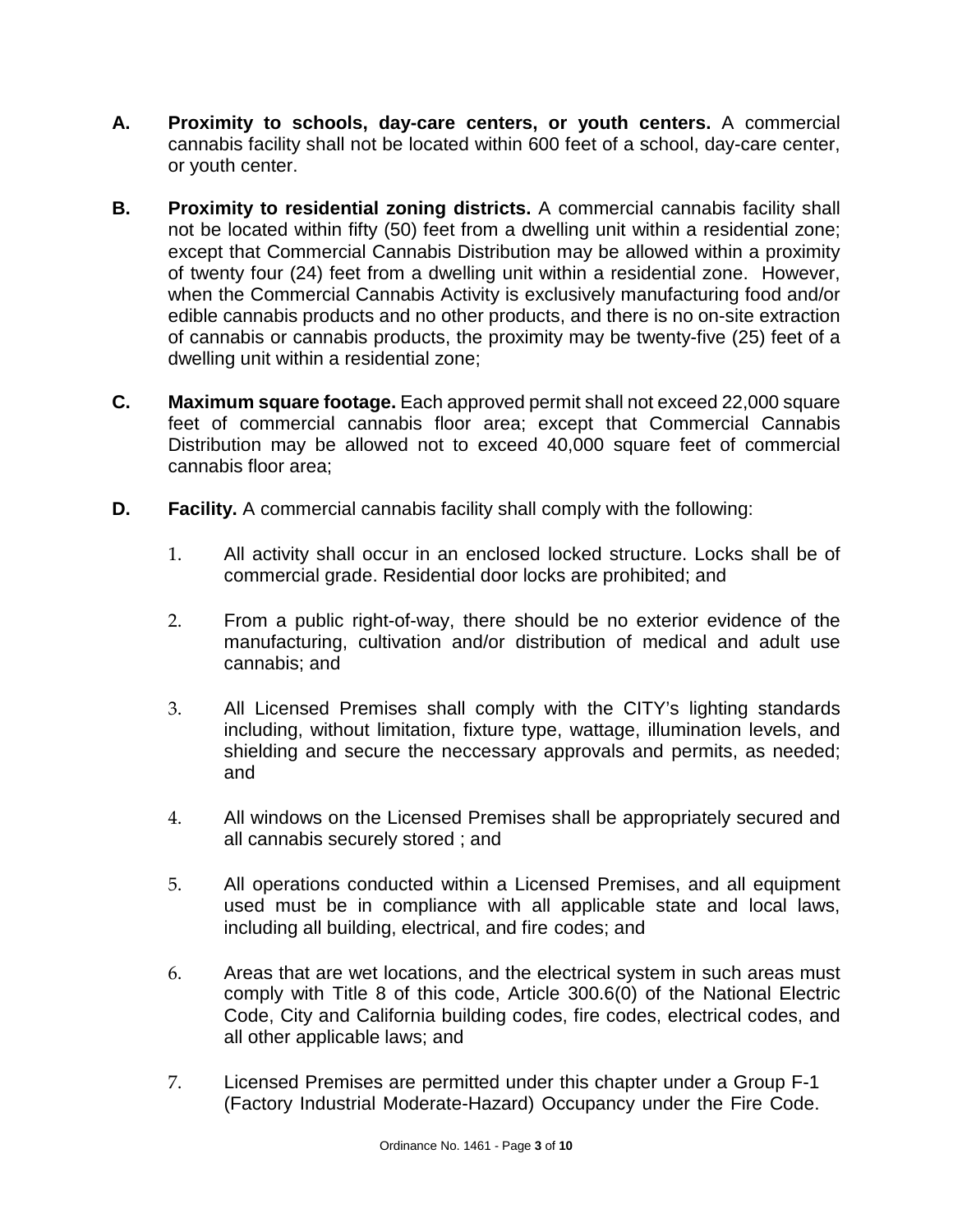**A. Proximity to schools, day-care centers, or youth centers.** A commercial cannabis facility shall not be located within 600 feet of a school, day-care center, or youth center.

**B. Proximity to residential zoning districts.** A commercial cannabis facility shall not be located within fifty (50) feet from a dwelling unit within a residential zone; except that Commercial Cannabis Distribution may be allowed within a proximity of twenty four (24) feet from a dwelling unit within a residential zone. However, when the Commercial Cannabis Activity is exclusively manufacturing food and/or edible cannabis products and no other products, and there is no on-site extraction of cannabis or cannabis products, the proximity may be twenty-five (25) feet of a dwelling unit within a residential zone;

**C. Maximum square footage.** Each approved permit shall not exceed 22,000 square feet of commercial cannabis floor area; except that Commercial Cannabis Distribution may be allowed not to exceed 40,000 square feet of commercial cannabis floor area;

**D. Facility.** A commercial cannabis facility shall comply with the following:

1. All activity shall occur in an enclosed locked structure. Locks shall be of commercial grade. Residential door locks are prohibited; and

2. From a public right-of-way, there should be no exterior evidence of the manufacturing, cultivation and/or distribution of medical and adult use cannabis; and

3. All Licensed Premises shall comply with the CITY's lighting standards including, without limitation, fixture type, wattage, illumination levels, and shielding and secure the neccessary approvals and permits, as needed; and

4. All windows on the Licensed Premises shall be appropriately secured and all cannabis securely stored ; and

5. All operations conducted within a Licensed Premises, and all equipment used must be in compliance with all applicable state and local laws, including all building, electrical, and fire codes; and

6. Areas that are wet locations, and the electrical system in such areas must comply with Title 8 of this code, Article 300.6(0) of the National Electric Code, City and California building codes, fire codes, electrical codes, and all other applicable laws; and

7. Licensed Premises are permitted under this chapter under a Group F-1 (Factory Industrial Moderate-Hazard) Occupancy under the Fire Code.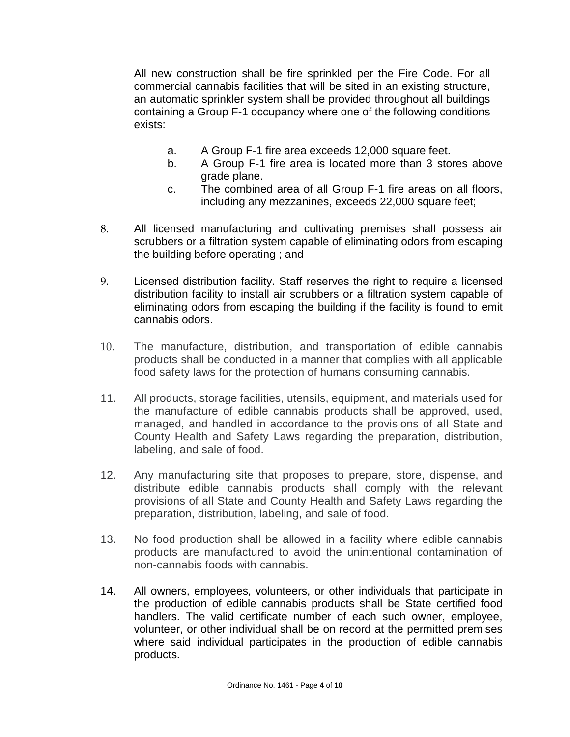All new construction shall be fire sprinkled per the Fire Code. For all commercial cannabis facilities that will be sited in an existing structure, an automatic sprinkler system shall be provided throughout all buildings containing a Group F-1 occupancy where one of the following conditions exists:

a. A Group F-1 fire area exceeds 12,000 square feet.
b. A Group F-1 fire area is located more than 3 stores above grade plane.
c. The combined area of all Group F-1 fire areas on all floors, including any mezzanines, exceeds 22,000 square feet;

8. All licensed manufacturing and cultivating premises shall possess air scrubbers or a filtration system capable of eliminating odors from escaping the building before operating ; and

9. Licensed distribution facility. Staff reserves the right to require a licensed distribution facility to install air scrubbers or a filtration system capable of eliminating odors from escaping the building if the facility is found to emit cannabis odors.

10. The manufacture, distribution, and transportation of edible cannabis products shall be conducted in a manner that complies with all applicable food safety laws for the protection of humans consuming cannabis.

11. All products, storage facilities, utensils, equipment, and materials used for the manufacture of edible cannabis products shall be approved, used, managed, and handled in accordance to the provisions of all State and County Health and Safety Laws regarding the preparation, distribution, labeling, and sale of food.

12. Any manufacturing site that proposes to prepare, store, dispense, and distribute edible cannabis products shall comply with the relevant provisions of all State and County Health and Safety Laws regarding the preparation, distribution, labeling, and sale of food.

13. No food production shall be allowed in a facility where edible cannabis products are manufactured to avoid the unintentional contamination of non-cannabis foods with cannabis.

14. All owners, employees, volunteers, or other individuals that participate in the production of edible cannabis products shall be State certified food handlers. The valid certificate number of each such owner, employee, volunteer, or other individual shall be on record at the permitted premises where said individual participates in the production of edible cannabis products.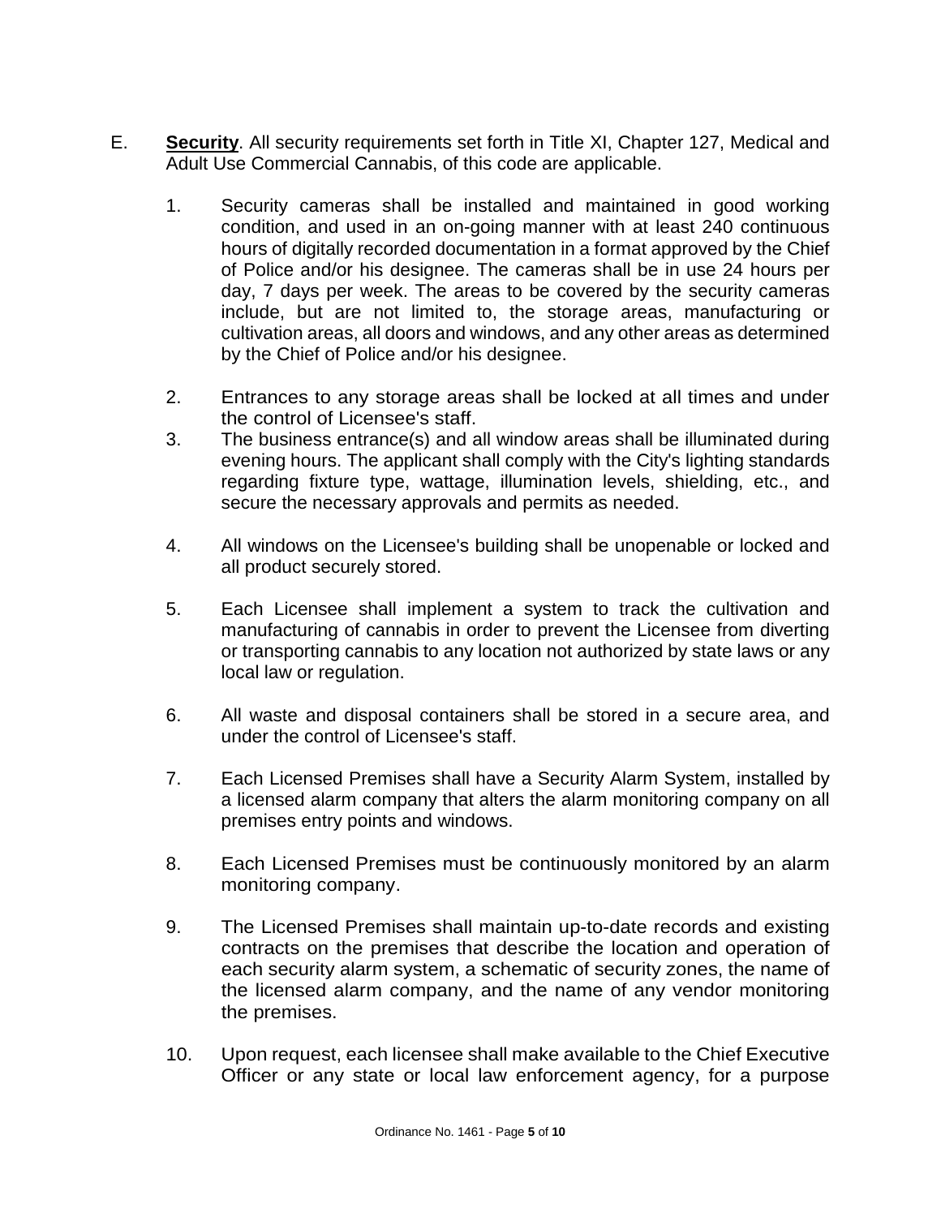E. **Security**. All security requirements set forth in Title XI, Chapter 127, Medical and Adult Use Commercial Cannabis, of this code are applicable.

1. Security cameras shall be installed and maintained in good working condition, and used in an on-going manner with at least 240 continuous hours of digitally recorded documentation in a format approved by the Chief of Police and/or his designee. The cameras shall be in use 24 hours per day, 7 days per week. The areas to be covered by the security cameras include, but are not limited to, the storage areas, manufacturing or cultivation areas, all doors and windows, and any other areas as determined by the Chief of Police and/or his designee.

2. Entrances to any storage areas shall be locked at all times and under the control of Licensee's staff.

3. The business entrance(s) and all window areas shall be illuminated during evening hours. The applicant shall comply with the City's lighting standards regarding fixture type, wattage, illumination levels, shielding, etc., and secure the necessary approvals and permits as needed.

4. All windows on the Licensee's building shall be unopenable or locked and all product securely stored.

5. Each Licensee shall implement a system to track the cultivation and manufacturing of cannabis in order to prevent the Licensee from diverting or transporting cannabis to any location not authorized by state laws or any local law or regulation.

6. All waste and disposal containers shall be stored in a secure area, and under the control of Licensee's staff.

7. Each Licensed Premises shall have a Security Alarm System, installed by a licensed alarm company that alters the alarm monitoring company on all premises entry points and windows.

8. Each Licensed Premises must be continuously monitored by an alarm monitoring company.

9. The Licensed Premises shall maintain up-to-date records and existing contracts on the premises that describe the location and operation of each security alarm system, a schematic of security zones, the name of the licensed alarm company, and the name of any vendor monitoring the premises.

10. Upon request, each licensee shall make available to the Chief Executive Officer or any state or local law enforcement agency, for a purpose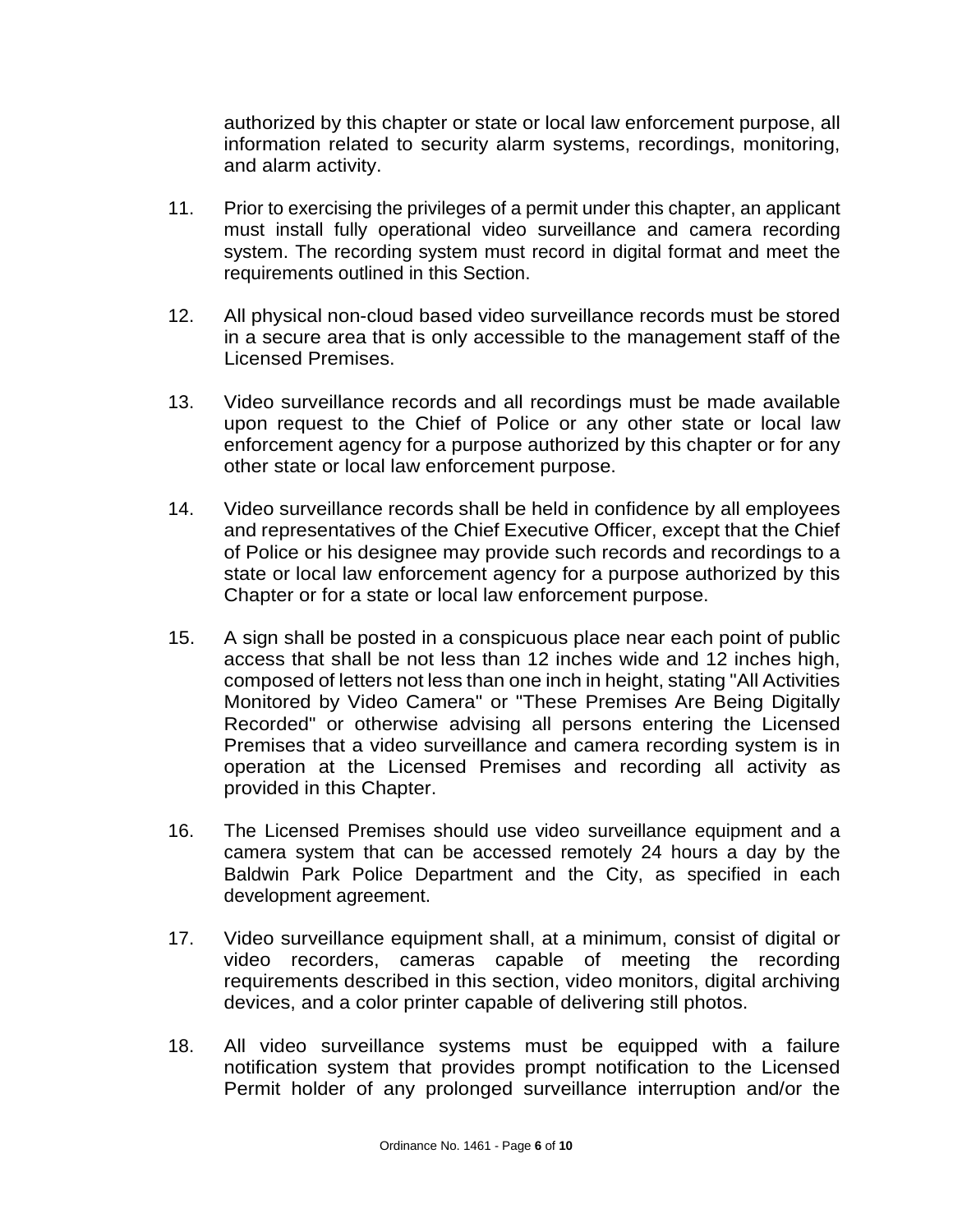authorized by this chapter or state or local law enforcement purpose, all information related to security alarm systems, recordings, monitoring, and alarm activity.

11. Prior to exercising the privileges of a permit under this chapter, an applicant must install fully operational video surveillance and camera recording system. The recording system must record in digital format and meet the requirements outlined in this Section.

12. All physical non-cloud based video surveillance records must be stored in a secure area that is only accessible to the management staff of the Licensed Premises.

13. Video surveillance records and all recordings must be made available upon request to the Chief of Police or any other state or local law enforcement agency for a purpose authorized by this chapter or for any other state or local law enforcement purpose.

14. Video surveillance records shall be held in confidence by all employees and representatives of the Chief Executive Officer, except that the Chief of Police or his designee may provide such records and recordings to a state or local law enforcement agency for a purpose authorized by this Chapter or for a state or local law enforcement purpose.

15. A sign shall be posted in a conspicuous place near each point of public access that shall be not less than 12 inches wide and 12 inches high, composed of letters not less than one inch in height, stating "All Activities Monitored by Video Camera" or "These Premises Are Being Digitally Recorded" or otherwise advising all persons entering the Licensed Premises that a video surveillance and camera recording system is in operation at the Licensed Premises and recording all activity as provided in this Chapter.

16. The Licensed Premises should use video surveillance equipment and a camera system that can be accessed remotely 24 hours a day by the Baldwin Park Police Department and the City, as specified in each development agreement.

17. Video surveillance equipment shall, at a minimum, consist of digital or video recorders, cameras capable of meeting the recording requirements described in this section, video monitors, digital archiving devices, and a color printer capable of delivering still photos.

18. All video surveillance systems must be equipped with a failure notification system that provides prompt notification to the Licensed Permit holder of any prolonged surveillance interruption and/or the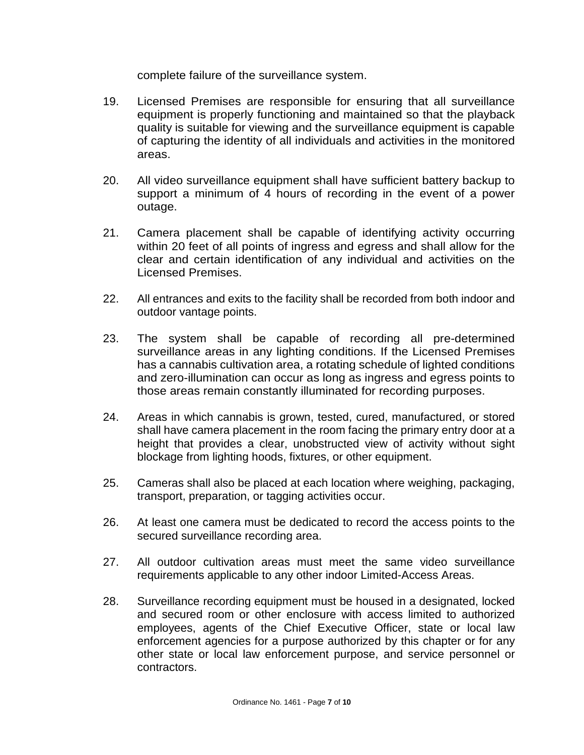complete failure of the surveillance system.

19. Licensed Premises are responsible for ensuring that all surveillance equipment is properly functioning and maintained so that the playback quality is suitable for viewing and the surveillance equipment is capable of capturing the identity of all individuals and activities in the monitored areas.

20. All video surveillance equipment shall have sufficient battery backup to support a minimum of 4 hours of recording in the event of a power outage.

21. Camera placement shall be capable of identifying activity occurring within 20 feet of all points of ingress and egress and shall allow for the clear and certain identification of any individual and activities on the Licensed Premises.

22. All entrances and exits to the facility shall be recorded from both indoor and outdoor vantage points.

23. The system shall be capable of recording all pre-determined surveillance areas in any lighting conditions. If the Licensed Premises has a cannabis cultivation area, a rotating schedule of lighted conditions and zero-illumination can occur as long as ingress and egress points to those areas remain constantly illuminated for recording purposes.

24. Areas in which cannabis is grown, tested, cured, manufactured, or stored shall have camera placement in the room facing the primary entry door at a height that provides a clear, unobstructed view of activity without sight blockage from lighting hoods, fixtures, or other equipment.

25. Cameras shall also be placed at each location where weighing, packaging, transport, preparation, or tagging activities occur.

26. At least one camera must be dedicated to record the access points to the secured surveillance recording area.

27. All outdoor cultivation areas must meet the same video surveillance requirements applicable to any other indoor Limited-Access Areas.

28. Surveillance recording equipment must be housed in a designated, locked and secured room or other enclosure with access limited to authorized employees, agents of the Chief Executive Officer, state or local law enforcement agencies for a purpose authorized by this chapter or for any other state or local law enforcement purpose, and service personnel or contractors.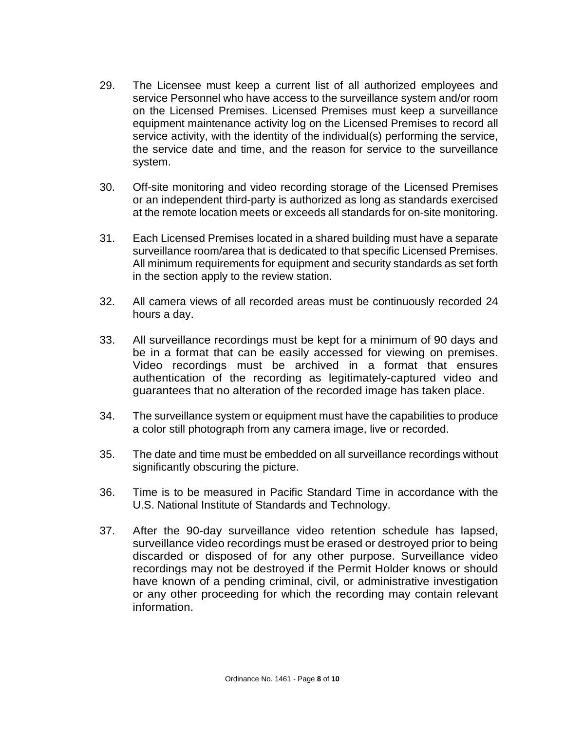29. The Licensee must keep a current list of all authorized employees and service Personnel who have access to the surveillance system and/or room on the Licensed Premises. Licensed Premises must keep a surveillance equipment maintenance activity log on the Licensed Premises to record all service activity, with the identity of the individual(s) performing the service, the service date and time, and the reason for service to the surveillance system.

30. Off-site monitoring and video recording storage of the Licensed Premises or an independent third-party is authorized as long as standards exercised at the remote location meets or exceeds all standards for on-site monitoring.

31. Each Licensed Premises located in a shared building must have a separate surveillance room/area that is dedicated to that specific Licensed Premises. All minimum requirements for equipment and security standards as set forth in the section apply to the review station.

32. All camera views of all recorded areas must be continuously recorded 24 hours a day.

33. All surveillance recordings must be kept for a minimum of 90 days and be in a format that can be easily accessed for viewing on premises. Video recordings must be archived in a format that ensures authentication of the recording as legitimately-captured video and guarantees that no alteration of the recorded image has taken place.

34. The surveillance system or equipment must have the capabilities to produce a color still photograph from any camera image, live or recorded.

35. The date and time must be embedded on all surveillance recordings without significantly obscuring the picture.

36. Time is to be measured in Pacific Standard Time in accordance with the U.S. National Institute of Standards and Technology.

37. After the 90-day surveillance video retention schedule has lapsed, surveillance video recordings must be erased or destroyed prior to being discarded or disposed of for any other purpose. Surveillance video recordings may not be destroyed if the Permit Holder knows or should have known of a pending criminal, civil, or administrative investigation or any other proceeding for which the recording may contain relevant information.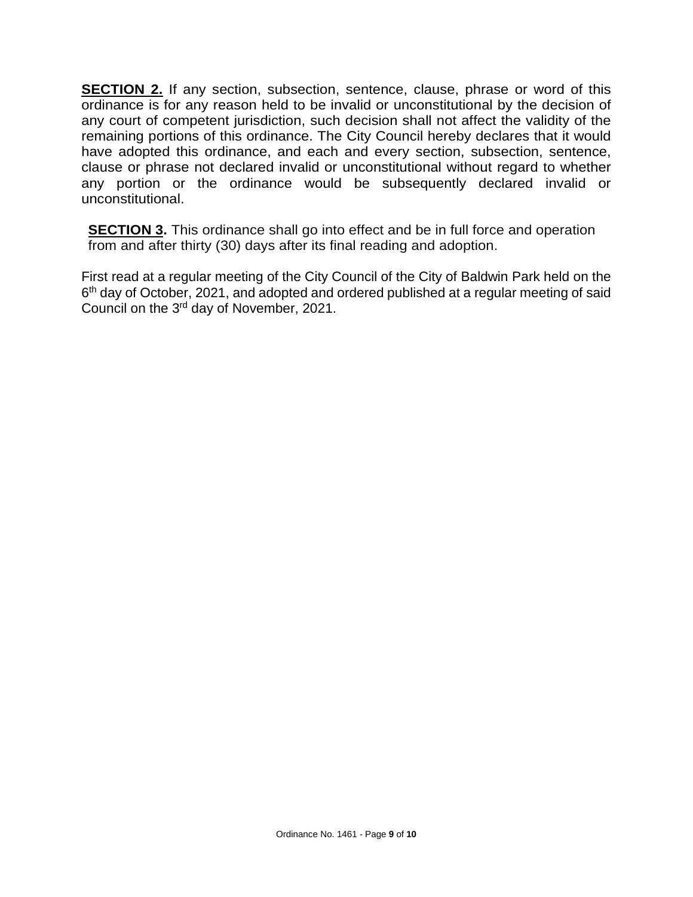**SECTION 2.** If any section, subsection, sentence, clause, phrase or word of this ordinance is for any reason held to be invalid or unconstitutional by the decision of any court of competent jurisdiction, such decision shall not affect the validity of the remaining portions of this ordinance. The City Council hereby declares that it would have adopted this ordinance, and each and every section, subsection, sentence, clause or phrase not declared invalid or unconstitutional without regard to whether any portion or the ordinance would be subsequently declared invalid or unconstitutional.

**SECTION 3.** This ordinance shall go into effect and be in full force and operation from and after thirty (30) days after its final reading and adoption.

First read at a regular meeting of the City Council of the City of Baldwin Park held on the 6th day of October, 2021, and adopted and ordered published at a regular meeting of said Council on the 3rd day of November, 2021.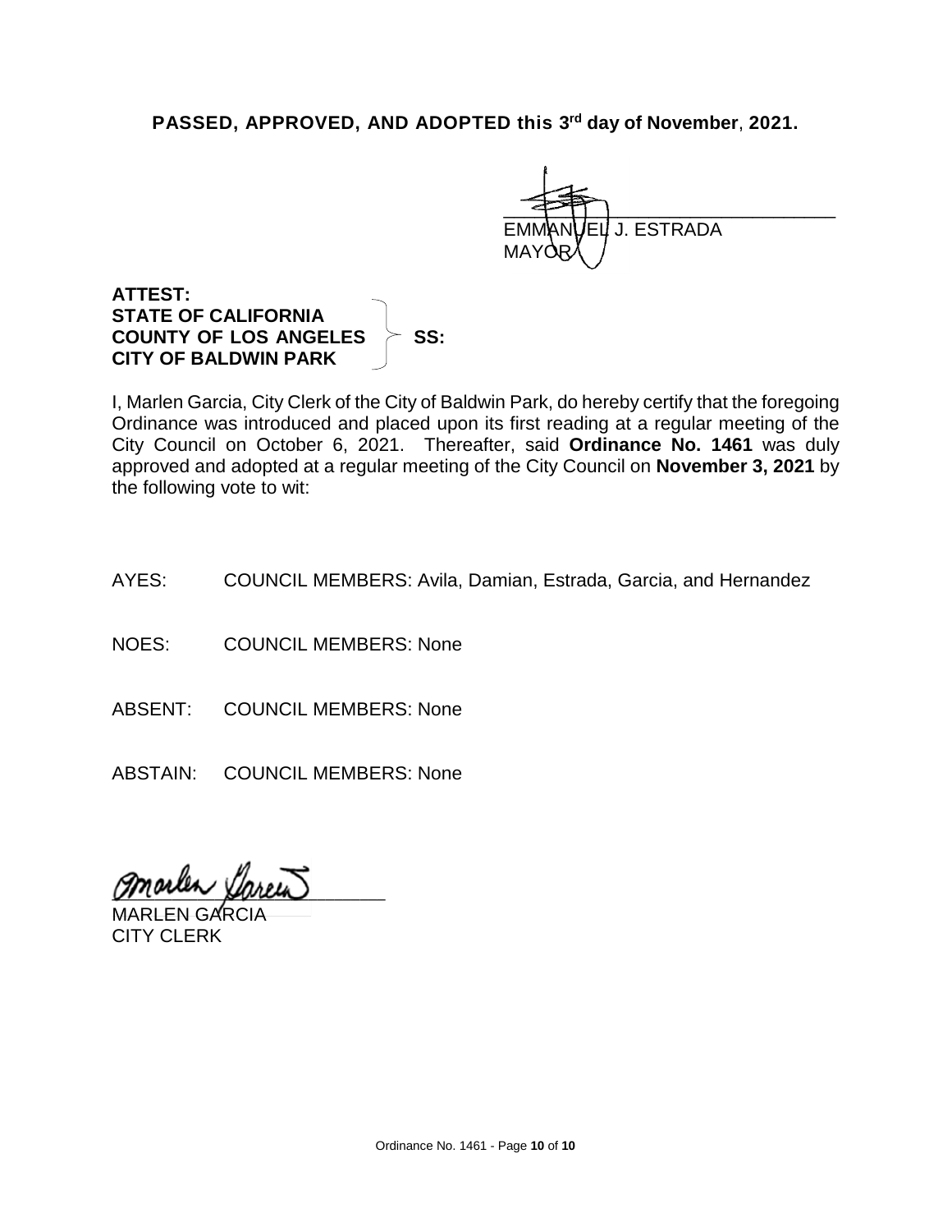**PASSED, APPROVED, AND ADOPTED this 3rd day of November, 2021.**

EMMANUEL J. ESTRADA
MAYOR

**ATTEST:**
**STATE OF CALIFORNIA**
**COUNTY OF LOS ANGELES** SS:
**CITY OF BALDWIN PARK**

I, Marlen Garcia, City Clerk of the City of Baldwin Park, do hereby certify that the foregoing Ordinance was introduced and placed upon its first reading at a regular meeting of the City Council on October 6, 2021. Thereafter, said **Ordinance No. 1461** was duly approved and adopted at a regular meeting of the City Council on **November 3, 2021** by the following vote to wit:

AYES: COUNCIL MEMBERS: Avila, Damian, Estrada, Garcia, and Hernandez

NOES: COUNCIL MEMBERS: None

ABSENT: COUNCIL MEMBERS: None

ABSTAIN: COUNCIL MEMBERS: None

MARLEN GARCIA
CITY CLERK